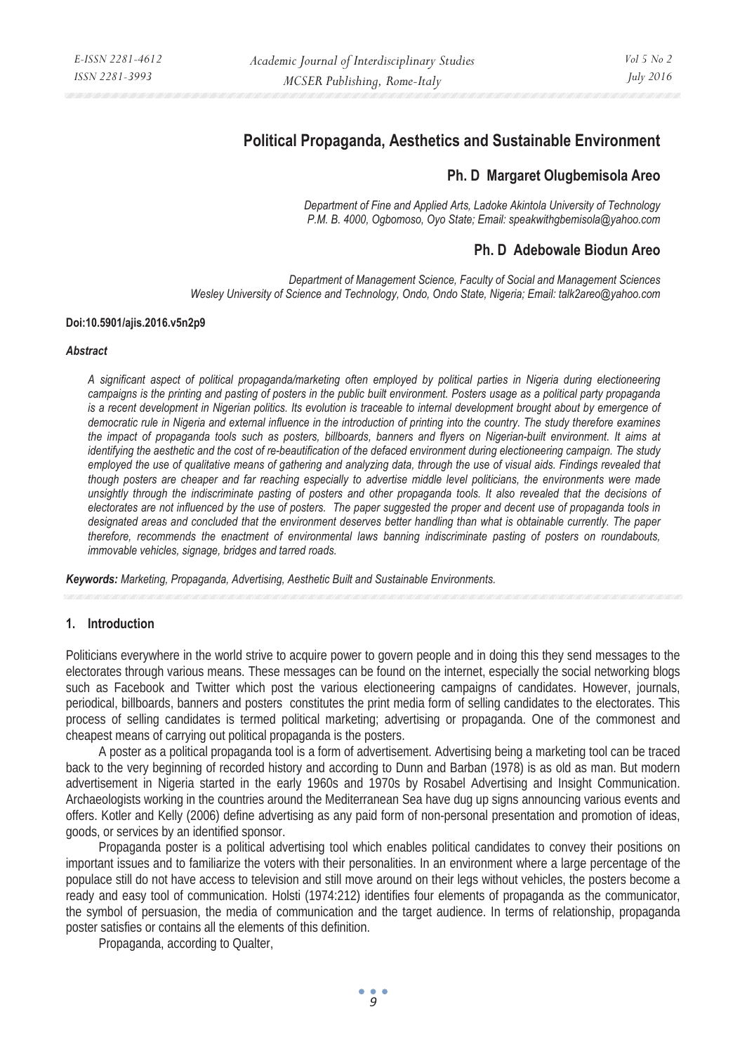# Political Propaganda, Aesthetics and Sustainable Environment

## Ph. D Margaret Olugbemisola Areo

*Department of Fine and Applied Arts, Ladoke Akintola University of Technology P.M. B. 4000, Ogbomoso, Oyo State; Email: speakwithgbemisola@yahoo.com*

## Ph. D Adebowale Biodun Areo

*Department of Management Science, Faculty of Social and Management Sciences Wesley University of Science and Technology, Ondo, Ondo State, Nigeria; Email: talk2areo@yahoo.com*

**Doi:10.5901/ajis.2016.v5n2p9**

***Abstract***

*A significant aspect of political propaganda/marketing often employed by political parties in Nigeria during electioneering campaigns is the printing and pasting of posters in the public built environment. Posters usage as a political party propaganda is a recent development in Nigerian politics. Its evolution is traceable to internal development brought about by emergence of democratic rule in Nigeria and external influence in the introduction of printing into the country. The study therefore examines the impact of propaganda tools such as posters, billboards, banners and flyers on Nigerian-built environment. It aims at identifying the aesthetic and the cost of re-beautification of the defaced environment during electioneering campaign. The study employed the use of qualitative means of gathering and analyzing data, through the use of visual aids. Findings revealed that though posters are cheaper and far reaching especially to advertise middle level politicians, the environments were made unsightly through the indiscriminate pasting of posters and other propaganda tools. It also revealed that the decisions of electorates are not influenced by the use of posters. The paper suggested the proper and decent use of propaganda tools in designated areas and concluded that the environment deserves better handling than what is obtainable currently. The paper therefore, recommends the enactment of environmental laws banning indiscriminate pasting of posters on roundabouts, immovable vehicles, signage, bridges and tarred roads.*

***Keywords:*** *Marketing, Propaganda, Advertising, Aesthetic Built and Sustainable Environments.*

## 1. Introduction

Politicians everywhere in the world strive to acquire power to govern people and in doing this they send messages to the electorates through various means. These messages can be found on the internet, especially the social networking blogs such as Facebook and Twitter which post the various electioneering campaigns of candidates. However, journals, periodical, billboards, banners and posters constitutes the print media form of selling candidates to the electorates. This process of selling candidates is termed political marketing; advertising or propaganda. One of the commonest and cheapest means of carrying out political propaganda is the posters.

A poster as a political propaganda tool is a form of advertisement. Advertising being a marketing tool can be traced back to the very beginning of recorded history and according to Dunn and Barban (1978) is as old as man. But modern advertisement in Nigeria started in the early 1960s and 1970s by Rosabel Advertising and Insight Communication. Archaeologists working in the countries around the Mediterranean Sea have dug up signs announcing various events and offers. Kotler and Kelly (2006) define advertising as any paid form of non-personal presentation and promotion of ideas, goods, or services by an identified sponsor.

Propaganda poster is a political advertising tool which enables political candidates to convey their positions on important issues and to familiarize the voters with their personalities. In an environment where a large percentage of the populace still do not have access to television and still move around on their legs without vehicles, the posters become a ready and easy tool of communication. Holsti (1974:212) identifies four elements of propaganda as the communicator, the symbol of persuasion, the media of communication and the target audience. In terms of relationship, propaganda poster satisfies or contains all the elements of this definition.

Propaganda, according to Qualter,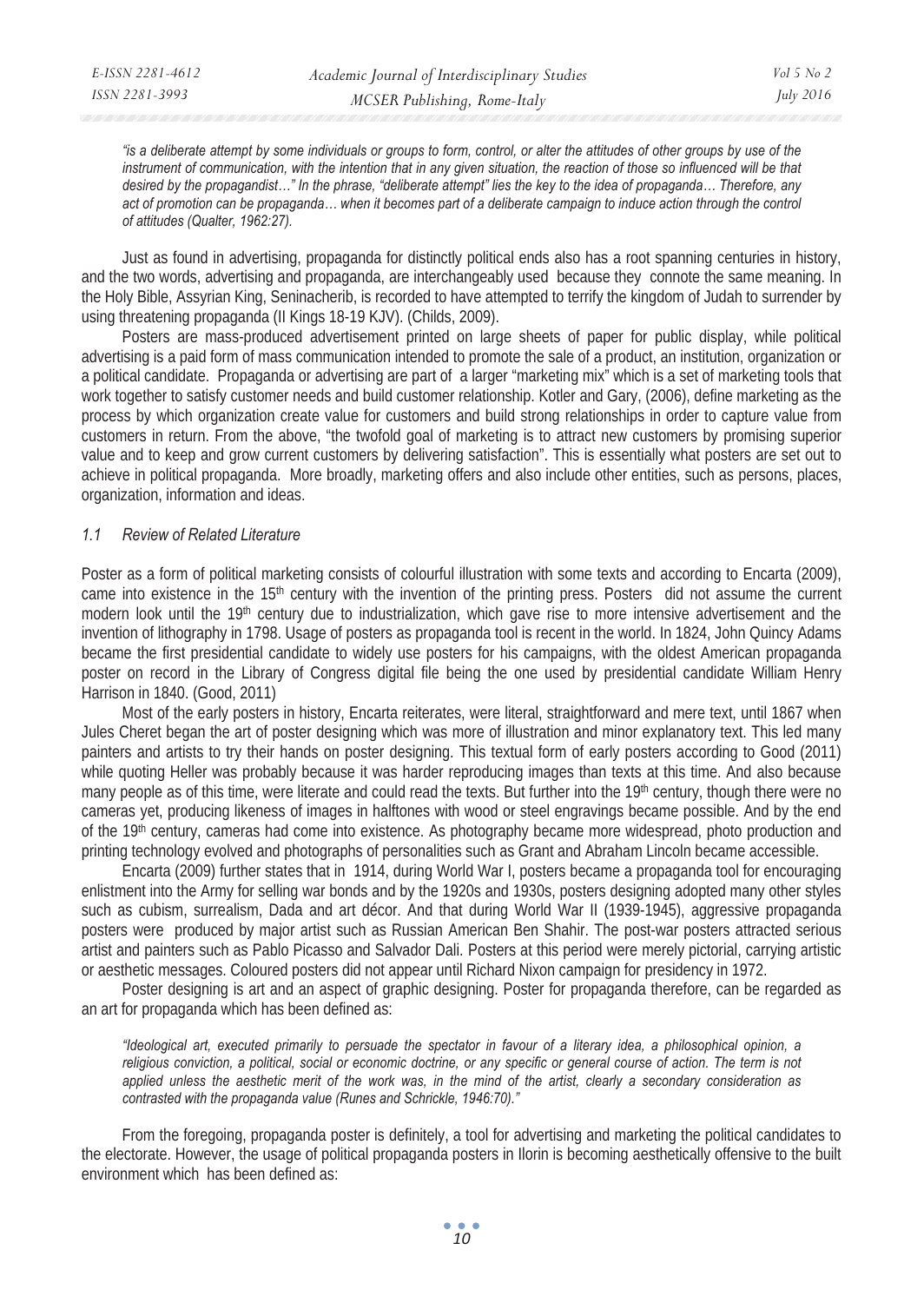*"is a deliberate attempt by some individuals or groups to form, control, or alter the attitudes of other groups by use of the instrument of communication, with the intention that in any given situation, the reaction of those so influenced will be that desired by the propagandist…" In the phrase, "deliberate attempt" lies the key to the idea of propaganda… Therefore, any act of promotion can be propaganda… when it becomes part of a deliberate campaign to induce action through the control of attitudes (Qualter, 1962:27).*

Just as found in advertising, propaganda for distinctly political ends also has a root spanning centuries in history, and the two words, advertising and propaganda, are interchangeably used because they connote the same meaning. In the Holy Bible, Assyrian King, Seninacherib, is recorded to have attempted to terrify the kingdom of Judah to surrender by using threatening propaganda (II Kings 18-19 KJV). (Childs, 2009).

Posters are mass-produced advertisement printed on large sheets of paper for public display, while political advertising is a paid form of mass communication intended to promote the sale of a product, an institution, organization or a political candidate. Propaganda or advertising are part of a larger "marketing mix" which is a set of marketing tools that work together to satisfy customer needs and build customer relationship. Kotler and Gary, (2006), define marketing as the process by which organization create value for customers and build strong relationships in order to capture value from customers in return. From the above, "the twofold goal of marketing is to attract new customers by promising superior value and to keep and grow current customers by delivering satisfaction". This is essentially what posters are set out to achieve in political propaganda. More broadly, marketing offers and also include other entities, such as persons, places, organization, information and ideas.

### *1.1 Review of Related Literature*

Poster as a form of political marketing consists of colourful illustration with some texts and according to Encarta (2009), came into existence in the 15th century with the invention of the printing press. Posters did not assume the current modern look until the 19th century due to industrialization, which gave rise to more intensive advertisement and the invention of lithography in 1798. Usage of posters as propaganda tool is recent in the world. In 1824, John Quincy Adams became the first presidential candidate to widely use posters for his campaigns, with the oldest American propaganda poster on record in the Library of Congress digital file being the one used by presidential candidate William Henry Harrison in 1840. (Good, 2011)

Most of the early posters in history, Encarta reiterates, were literal, straightforward and mere text, until 1867 when Jules Cheret began the art of poster designing which was more of illustration and minor explanatory text. This led many painters and artists to try their hands on poster designing. This textual form of early posters according to Good (2011) while quoting Heller was probably because it was harder reproducing images than texts at this time. And also because many people as of this time, were literate and could read the texts. But further into the 19th century, though there were no cameras yet, producing likeness of images in halftones with wood or steel engravings became possible. And by the end of the 19th century, cameras had come into existence. As photography became more widespread, photo production and printing technology evolved and photographs of personalities such as Grant and Abraham Lincoln became accessible.

Encarta (2009) further states that in 1914, during World War I, posters became a propaganda tool for encouraging enlistment into the Army for selling war bonds and by the 1920s and 1930s, posters designing adopted many other styles such as cubism, surrealism, Dada and art décor. And that during World War II (1939-1945), aggressive propaganda posters were produced by major artist such as Russian American Ben Shahir. The post-war posters attracted serious artist and painters such as Pablo Picasso and Salvador Dali. Posters at this period were merely pictorial, carrying artistic or aesthetic messages. Coloured posters did not appear until Richard Nixon campaign for presidency in 1972.

Poster designing is art and an aspect of graphic designing. Poster for propaganda therefore, can be regarded as an art for propaganda which has been defined as:

*"Ideological art, executed primarily to persuade the spectator in favour of a literary idea, a philosophical opinion, a religious conviction, a political, social or economic doctrine, or any specific or general course of action. The term is not applied unless the aesthetic merit of the work was, in the mind of the artist, clearly a secondary consideration as contrasted with the propaganda value (Runes and Schrickle, 1946:70)."*

From the foregoing, propaganda poster is definitely, a tool for advertising and marketing the political candidates to the electorate. However, the usage of political propaganda posters in Ilorin is becoming aesthetically offensive to the built environment which has been defined as: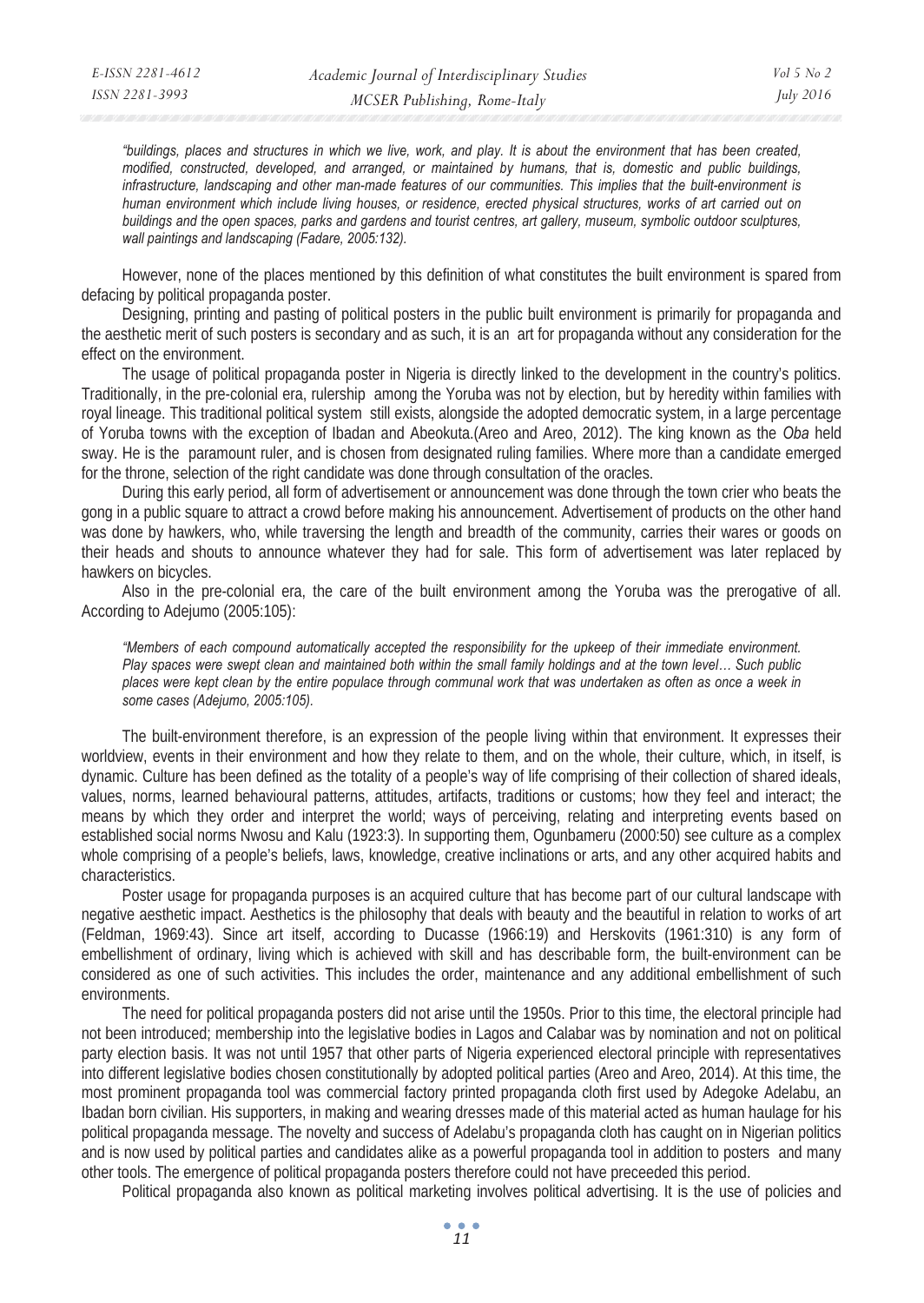*"buildings, places and structures in which we live, work, and play. It is about the environment that has been created, modified, constructed, developed, and arranged, or maintained by humans, that is, domestic and public buildings, infrastructure, landscaping and other man-made features of our communities. This implies that the built-environment is human environment which include living houses, or residence, erected physical structures, works of art carried out on buildings and the open spaces, parks and gardens and tourist centres, art gallery, museum, symbolic outdoor sculptures, wall paintings and landscaping (Fadare, 2005:132).*

However, none of the places mentioned by this definition of what constitutes the built environment is spared from defacing by political propaganda poster.

Designing, printing and pasting of political posters in the public built environment is primarily for propaganda and the aesthetic merit of such posters is secondary and as such, it is an art for propaganda without any consideration for the effect on the environment.

The usage of political propaganda poster in Nigeria is directly linked to the development in the country's politics. Traditionally, in the pre-colonial era, rulership among the Yoruba was not by election, but by heredity within families with royal lineage. This traditional political system still exists, alongside the adopted democratic system, in a large percentage of Yoruba towns with the exception of Ibadan and Abeokuta.(Areo and Areo, 2012). The king known as the *Oba* held sway. He is the paramount ruler, and is chosen from designated ruling families. Where more than a candidate emerged for the throne, selection of the right candidate was done through consultation of the oracles.

During this early period, all form of advertisement or announcement was done through the town crier who beats the gong in a public square to attract a crowd before making his announcement. Advertisement of products on the other hand was done by hawkers, who, while traversing the length and breadth of the community, carries their wares or goods on their heads and shouts to announce whatever they had for sale. This form of advertisement was later replaced by hawkers on bicycles.

Also in the pre-colonial era, the care of the built environment among the Yoruba was the prerogative of all. According to Adejumo (2005:105):

*"Members of each compound automatically accepted the responsibility for the upkeep of their immediate environment. Play spaces were swept clean and maintained both within the small family holdings and at the town level… Such public places were kept clean by the entire populace through communal work that was undertaken as often as once a week in some cases (Adejumo, 2005:105).*

The built-environment therefore, is an expression of the people living within that environment. It expresses their worldview, events in their environment and how they relate to them, and on the whole, their culture, which, in itself, is dynamic. Culture has been defined as the totality of a people's way of life comprising of their collection of shared ideals, values, norms, learned behavioural patterns, attitudes, artifacts, traditions or customs; how they feel and interact; the means by which they order and interpret the world; ways of perceiving, relating and interpreting events based on established social norms Nwosu and Kalu (1923:3). In supporting them, Ogunbameru (2000:50) see culture as a complex whole comprising of a people's beliefs, laws, knowledge, creative inclinations or arts, and any other acquired habits and characteristics.

Poster usage for propaganda purposes is an acquired culture that has become part of our cultural landscape with negative aesthetic impact. Aesthetics is the philosophy that deals with beauty and the beautiful in relation to works of art (Feldman, 1969:43). Since art itself, according to Ducasse (1966:19) and Herskovits (1961:310) is any form of embellishment of ordinary, living which is achieved with skill and has describable form, the built-environment can be considered as one of such activities. This includes the order, maintenance and any additional embellishment of such environments.

The need for political propaganda posters did not arise until the 1950s. Prior to this time, the electoral principle had not been introduced; membership into the legislative bodies in Lagos and Calabar was by nomination and not on political party election basis. It was not until 1957 that other parts of Nigeria experienced electoral principle with representatives into different legislative bodies chosen constitutionally by adopted political parties (Areo and Areo, 2014). At this time, the most prominent propaganda tool was commercial factory printed propaganda cloth first used by Adegoke Adelabu, an Ibadan born civilian. His supporters, in making and wearing dresses made of this material acted as human haulage for his political propaganda message. The novelty and success of Adelabu's propaganda cloth has caught on in Nigerian politics and is now used by political parties and candidates alike as a powerful propaganda tool in addition to posters and many other tools. The emergence of political propaganda posters therefore could not have preceeded this period.

Political propaganda also known as political marketing involves political advertising. It is the use of policies and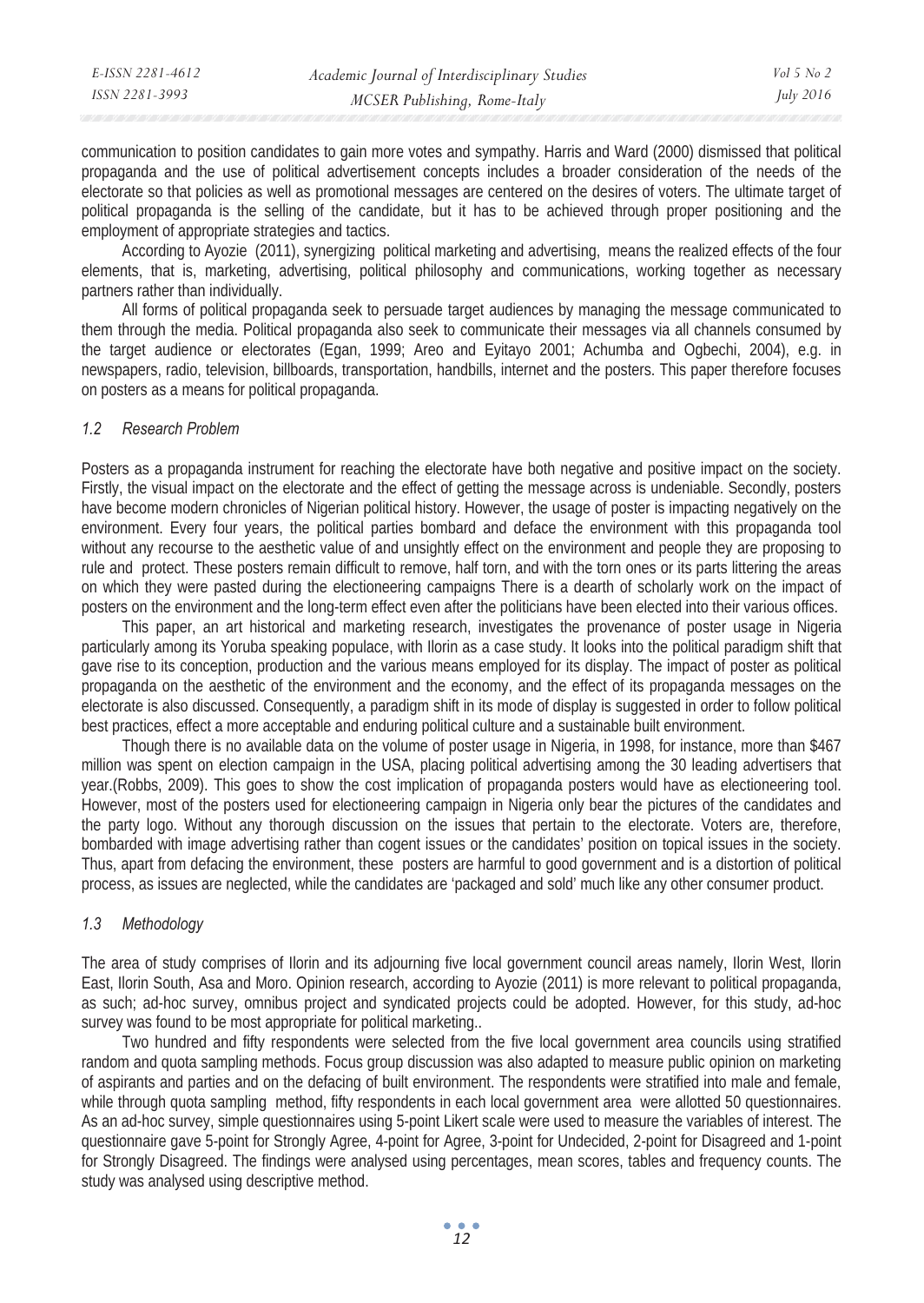communication to position candidates to gain more votes and sympathy. Harris and Ward (2000) dismissed that political propaganda and the use of political advertisement concepts includes a broader consideration of the needs of the electorate so that policies as well as promotional messages are centered on the desires of voters. The ultimate target of political propaganda is the selling of the candidate, but it has to be achieved through proper positioning and the employment of appropriate strategies and tactics.

According to Ayozie (2011), synergizing political marketing and advertising, means the realized effects of the four elements, that is, marketing, advertising, political philosophy and communications, working together as necessary partners rather than individually.

All forms of political propaganda seek to persuade target audiences by managing the message communicated to them through the media. Political propaganda also seek to communicate their messages via all channels consumed by the target audience or electorates (Egan, 1999; Areo and Eyitayo 2001; Achumba and Ogbechi, 2004), e.g. in newspapers, radio, television, billboards, transportation, handbills, internet and the posters. This paper therefore focuses on posters as a means for political propaganda.

### *1.2 Research Problem*

Posters as a propaganda instrument for reaching the electorate have both negative and positive impact on the society. Firstly, the visual impact on the electorate and the effect of getting the message across is undeniable. Secondly, posters have become modern chronicles of Nigerian political history. However, the usage of poster is impacting negatively on the environment. Every four years, the political parties bombard and deface the environment with this propaganda tool without any recourse to the aesthetic value of and unsightly effect on the environment and people they are proposing to rule and protect. These posters remain difficult to remove, half torn, and with the torn ones or its parts littering the areas on which they were pasted during the electioneering campaigns There is a dearth of scholarly work on the impact of posters on the environment and the long-term effect even after the politicians have been elected into their various offices.

This paper, an art historical and marketing research, investigates the provenance of poster usage in Nigeria particularly among its Yoruba speaking populace, with Ilorin as a case study. It looks into the political paradigm shift that gave rise to its conception, production and the various means employed for its display. The impact of poster as political propaganda on the aesthetic of the environment and the economy, and the effect of its propaganda messages on the electorate is also discussed. Consequently, a paradigm shift in its mode of display is suggested in order to follow political best practices, effect a more acceptable and enduring political culture and a sustainable built environment.

Though there is no available data on the volume of poster usage in Nigeria, in 1998, for instance, more than $467 million was spent on election campaign in the USA, placing political advertising among the 30 leading advertisers that year.(Robbs, 2009). This goes to show the cost implication of propaganda posters would have as electioneering tool. However, most of the posters used for electioneering campaign in Nigeria only bear the pictures of the candidates and the party logo. Without any thorough discussion on the issues that pertain to the electorate. Voters are, therefore, bombarded with image advertising rather than cogent issues or the candidates' position on topical issues in the society. Thus, apart from defacing the environment, these posters are harmful to good government and is a distortion of political process, as issues are neglected, while the candidates are 'packaged and sold' much like any other consumer product.

### *1.3 Methodology*

The area of study comprises of Ilorin and its adjourning five local government council areas namely, Ilorin West, Ilorin East, Ilorin South, Asa and Moro. Opinion research, according to Ayozie (2011) is more relevant to political propaganda, as such; ad-hoc survey, omnibus project and syndicated projects could be adopted. However, for this study, ad-hoc survey was found to be most appropriate for political marketing..

Two hundred and fifty respondents were selected from the five local government area councils using stratified random and quota sampling methods. Focus group discussion was also adapted to measure public opinion on marketing of aspirants and parties and on the defacing of built environment. The respondents were stratified into male and female, while through quota sampling method, fifty respondents in each local government area were allotted 50 questionnaires. As an ad-hoc survey, simple questionnaires using 5-point Likert scale were used to measure the variables of interest. The questionnaire gave 5-point for Strongly Agree, 4-point for Agree, 3-point for Undecided, 2-point for Disagreed and 1-point for Strongly Disagreed. The findings were analysed using percentages, mean scores, tables and frequency counts. The study was analysed using descriptive method.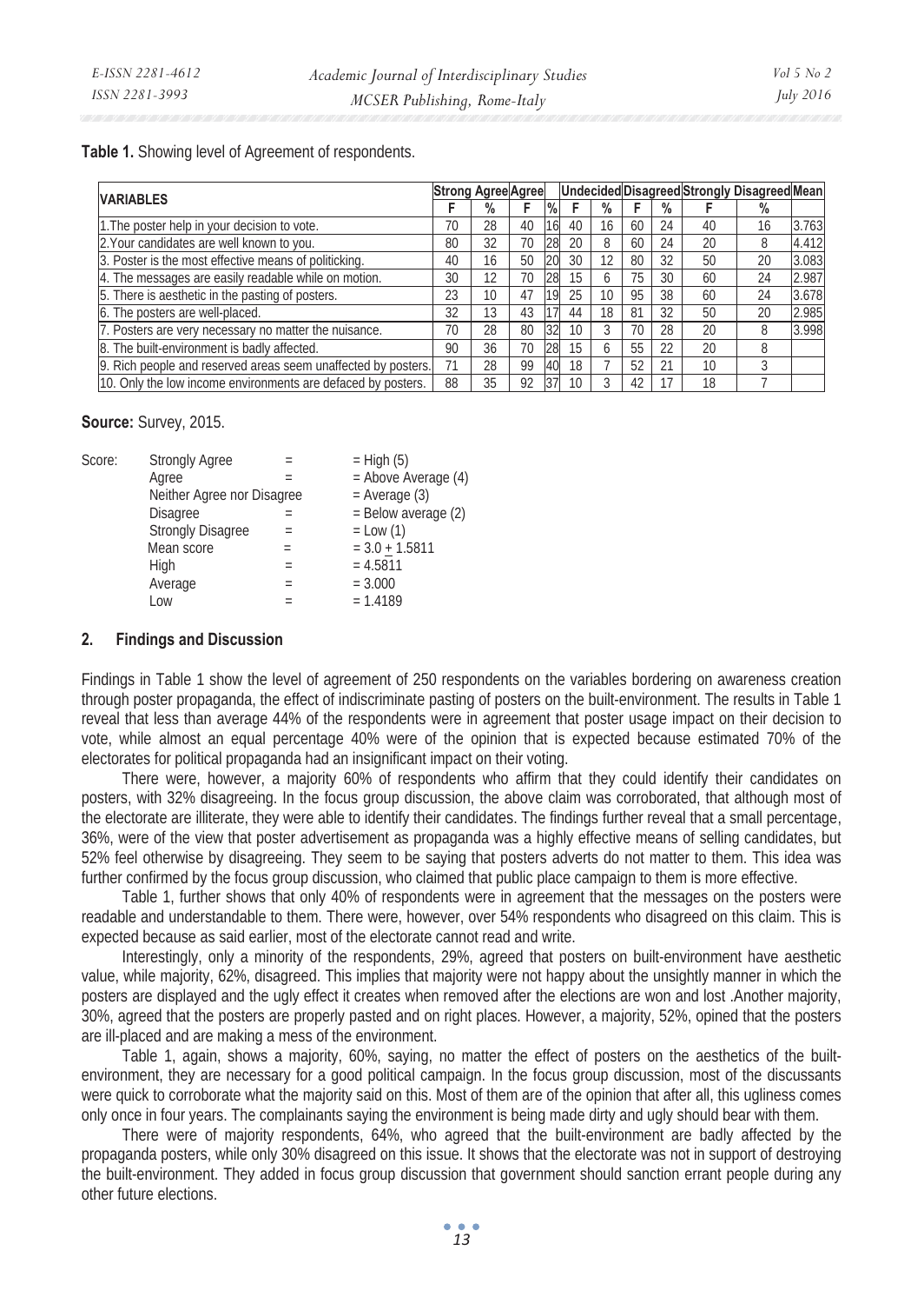**Table 1.** Showing level of Agreement of respondents.

| VARIABLES | Strong Agree | | Agree | | Undecided | | Disagreed | | Strongly Disagreed | | Mean |
|---|---|---|---|---|---|---|---|---|---|---|---|
| | F | % | F | % | F | % | F | % | F | % | |
| 1.The poster help in your decision to vote. | 70 | 28 | 40 | 16 | 40 | 16 | 60 | 24 | 40 | 16 | 3.763 |
| 2.Your candidates are well known to you. | 80 | 32 | 70 | 28 | 20 | 8 | 60 | 24 | 20 | 8 | 4.412 |
| 3. Poster is the most effective means of politicking. | 40 | 16 | 50 | 20 | 30 | 12 | 80 | 32 | 50 | 20 | 3.083 |
| 4. The messages are easily readable while on motion. | 30 | 12 | 70 | 28 | 15 | 6 | 75 | 30 | 60 | 24 | 2.987 |
| 5. There is aesthetic in the pasting of posters. | 23 | 10 | 47 | 19 | 25 | 10 | 95 | 38 | 60 | 24 | 3.678 |
| 6. The posters are well-placed. | 32 | 13 | 43 | 17 | 44 | 18 | 81 | 32 | 50 | 20 | 2.985 |
| 7. Posters are very necessary no matter the nuisance. | 70 | 28 | 80 | 32 | 10 | 3 | 70 | 28 | 20 | 8 | 3.998 |
| 8. The built-environment is badly affected. | 90 | 36 | 70 | 28 | 15 | 6 | 55 | 22 | 20 | 8 | |
| 9. Rich people and reserved areas seem unaffected by posters. | 71 | 28 | 99 | 40 | 18 | 7 | 52 | 21 | 10 | 3 | |
| 10. Only the low income environments are defaced by posters. | 88 | 35 | 92 | 37 | 10 | 3 | 42 | 17 | 18 | 7 | |

**Source:** Survey, 2015.

Score:

| | | |
|---|---|---|
| Strongly Agree | = | = High (5) |
| Agree | = | = Above Average (4) |
| Neither Agree nor Disagree | | = Average (3) |
| Disagree | = | = Below average (2) |
| Strongly Disagree | = | = Low (1) |
| Mean score | = | = $3.0 \pm 1.5811$ |
| High | = | = 4.5811 |
| Average | = | = 3.000 |
| Low | = | = 1.4189 |

## 2. Findings and Discussion

Findings in Table 1 show the level of agreement of 250 respondents on the variables bordering on awareness creation through poster propaganda, the effect of indiscriminate pasting of posters on the built-environment. The results in Table 1 reveal that less than average 44% of the respondents were in agreement that poster usage impact on their decision to vote, while almost an equal percentage 40% were of the opinion that is expected because estimated 70% of the electorates for political propaganda had an insignificant impact on their voting.

There were, however, a majority 60% of respondents who affirm that they could identify their candidates on posters, with 32% disagreeing. In the focus group discussion, the above claim was corroborated, that although most of the electorate are illiterate, they were able to identify their candidates. The findings further reveal that a small percentage, 36%, were of the view that poster advertisement as propaganda was a highly effective means of selling candidates, but 52% feel otherwise by disagreeing. They seem to be saying that posters adverts do not matter to them. This idea was further confirmed by the focus group discussion, who claimed that public place campaign to them is more effective.

Table 1, further shows that only 40% of respondents were in agreement that the messages on the posters were readable and understandable to them. There were, however, over 54% respondents who disagreed on this claim. This is expected because as said earlier, most of the electorate cannot read and write.

Interestingly, only a minority of the respondents, 29%, agreed that posters on built-environment have aesthetic value, while majority, 62%, disagreed. This implies that majority were not happy about the unsightly manner in which the posters are displayed and the ugly effect it creates when removed after the elections are won and lost .Another majority, 30%, agreed that the posters are properly pasted and on right places. However, a majority, 52%, opined that the posters are ill-placed and are making a mess of the environment.

Table 1, again, shows a majority, 60%, saying, no matter the effect of posters on the aesthetics of the built-environment, they are necessary for a good political campaign. In the focus group discussion, most of the discussants were quick to corroborate what the majority said on this. Most of them are of the opinion that after all, this ugliness comes only once in four years. The complainants saying the environment is being made dirty and ugly should bear with them.

There were of majority respondents, 64%, who agreed that the built-environment are badly affected by the propaganda posters, while only 30% disagreed on this issue. It shows that the electorate was not in support of destroying the built-environment. They added in focus group discussion that government should sanction errant people during any other future elections.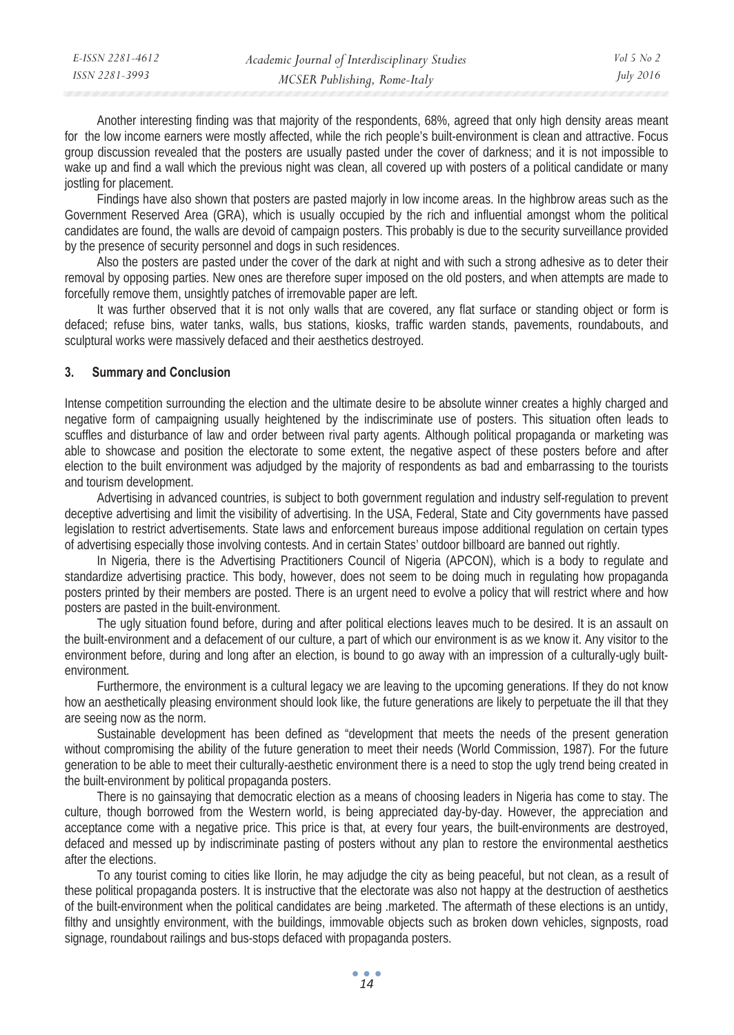Another interesting finding was that majority of the respondents, 68%, agreed that only high density areas meant for the low income earners were mostly affected, while the rich people's built-environment is clean and attractive. Focus group discussion revealed that the posters are usually pasted under the cover of darkness; and it is not impossible to wake up and find a wall which the previous night was clean, all covered up with posters of a political candidate or many jostling for placement.

Findings have also shown that posters are pasted majorly in low income areas. In the highbrow areas such as the Government Reserved Area (GRA), which is usually occupied by the rich and influential amongst whom the political candidates are found, the walls are devoid of campaign posters. This probably is due to the security surveillance provided by the presence of security personnel and dogs in such residences.

Also the posters are pasted under the cover of the dark at night and with such a strong adhesive as to deter their removal by opposing parties. New ones are therefore super imposed on the old posters, and when attempts are made to forcefully remove them, unsightly patches of irremovable paper are left.

It was further observed that it is not only walls that are covered, any flat surface or standing object or form is defaced; refuse bins, water tanks, walls, bus stations, kiosks, traffic warden stands, pavements, roundabouts, and sculptural works were massively defaced and their aesthetics destroyed.

## 3. Summary and Conclusion

Intense competition surrounding the election and the ultimate desire to be absolute winner creates a highly charged and negative form of campaigning usually heightened by the indiscriminate use of posters. This situation often leads to scuffles and disturbance of law and order between rival party agents. Although political propaganda or marketing was able to showcase and position the electorate to some extent, the negative aspect of these posters before and after election to the built environment was adjudged by the majority of respondents as bad and embarrassing to the tourists and tourism development.

Advertising in advanced countries, is subject to both government regulation and industry self-regulation to prevent deceptive advertising and limit the visibility of advertising. In the USA, Federal, State and City governments have passed legislation to restrict advertisements. State laws and enforcement bureaus impose additional regulation on certain types of advertising especially those involving contests. And in certain States' outdoor billboard are banned out rightly.

In Nigeria, there is the Advertising Practitioners Council of Nigeria (APCON), which is a body to regulate and standardize advertising practice. This body, however, does not seem to be doing much in regulating how propaganda posters printed by their members are posted. There is an urgent need to evolve a policy that will restrict where and how posters are pasted in the built-environment.

The ugly situation found before, during and after political elections leaves much to be desired. It is an assault on the built-environment and a defacement of our culture, a part of which our environment is as we know it. Any visitor to the environment before, during and long after an election, is bound to go away with an impression of a culturally-ugly built-environment.

Furthermore, the environment is a cultural legacy we are leaving to the upcoming generations. If they do not know how an aesthetically pleasing environment should look like, the future generations are likely to perpetuate the ill that they are seeing now as the norm.

Sustainable development has been defined as "development that meets the needs of the present generation without compromising the ability of the future generation to meet their needs (World Commission, 1987). For the future generation to be able to meet their culturally-aesthetic environment there is a need to stop the ugly trend being created in the built-environment by political propaganda posters.

There is no gainsaying that democratic election as a means of choosing leaders in Nigeria has come to stay. The culture, though borrowed from the Western world, is being appreciated day-by-day. However, the appreciation and acceptance come with a negative price. This price is that, at every four years, the built-environments are destroyed, defaced and messed up by indiscriminate pasting of posters without any plan to restore the environmental aesthetics after the elections.

To any tourist coming to cities like Ilorin, he may adjudge the city as being peaceful, but not clean, as a result of these political propaganda posters. It is instructive that the electorate was also not happy at the destruction of aesthetics of the built-environment when the political candidates are being .marketed. The aftermath of these elections is an untidy, filthy and unsightly environment, with the buildings, immovable objects such as broken down vehicles, signposts, road signage, roundabout railings and bus-stops defaced with propaganda posters.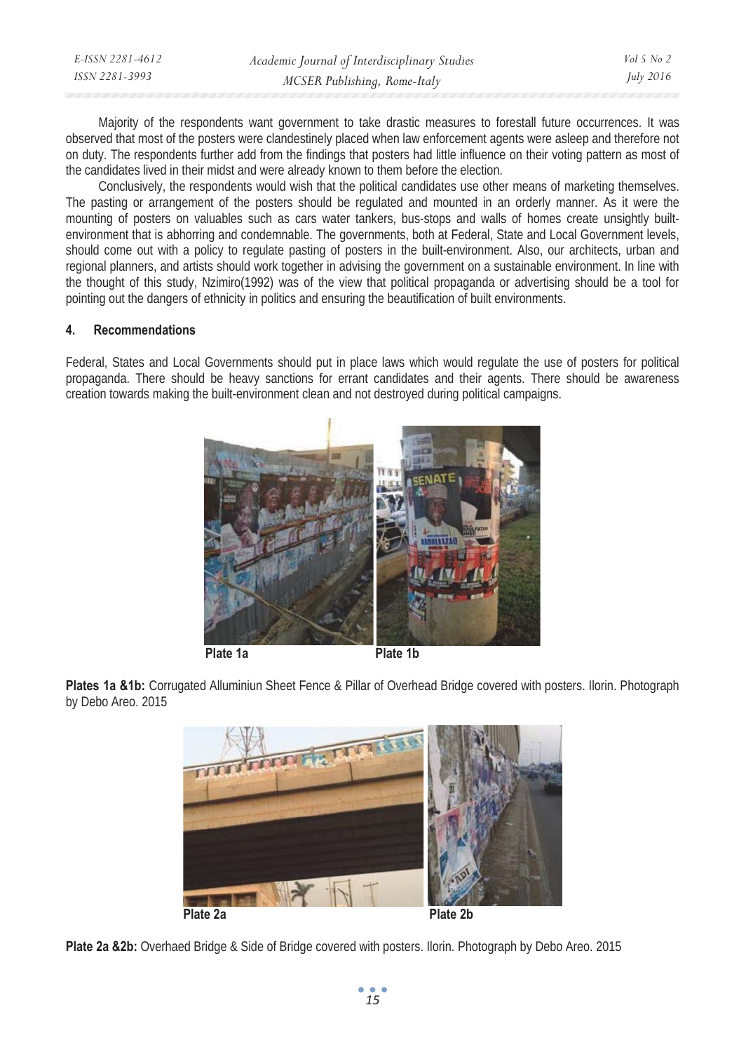Majority of the respondents want government to take drastic measures to forestall future occurrences. It was observed that most of the posters were clandestinely placed when law enforcement agents were asleep and therefore not on duty. The respondents further add from the findings that posters had little influence on their voting pattern as most of the candidates lived in their midst and were already known to them before the election.

Conclusively, the respondents would wish that the political candidates use other means of marketing themselves. The pasting or arrangement of the posters should be regulated and mounted in an orderly manner. As it were the mounting of posters on valuables such as cars water tankers, bus-stops and walls of homes create unsightly built-environment that is abhorring and condemnable. The governments, both at Federal, State and Local Government levels, should come out with a policy to regulate pasting of posters in the built-environment. Also, our architects, urban and regional planners, and artists should work together in advising the government on a sustainable environment. In line with the thought of this study, Nzimiro(1992) was of the view that political propaganda or advertising should be a tool for pointing out the dangers of ethnicity in politics and ensuring the beautification of built environments.

## 4. Recommendations

Federal, States and Local Governments should put in place laws which would regulate the use of posters for political propaganda. There should be heavy sanctions for errant candidates and their agents. There should be awareness creation towards making the built-environment clean and not destroyed during political campaigns.

Plate 1a Plate 1b

**Plates 1a &1b:** Corrugated Alluminiun Sheet Fence & Pillar of Overhead Bridge covered with posters. Ilorin. Photograph by Debo Areo. 2015

Plate 2a Plate 2b

**Plate 2a &2b:** Overhaed Bridge & Side of Bridge covered with posters. Ilorin. Photograph by Debo Areo. 2015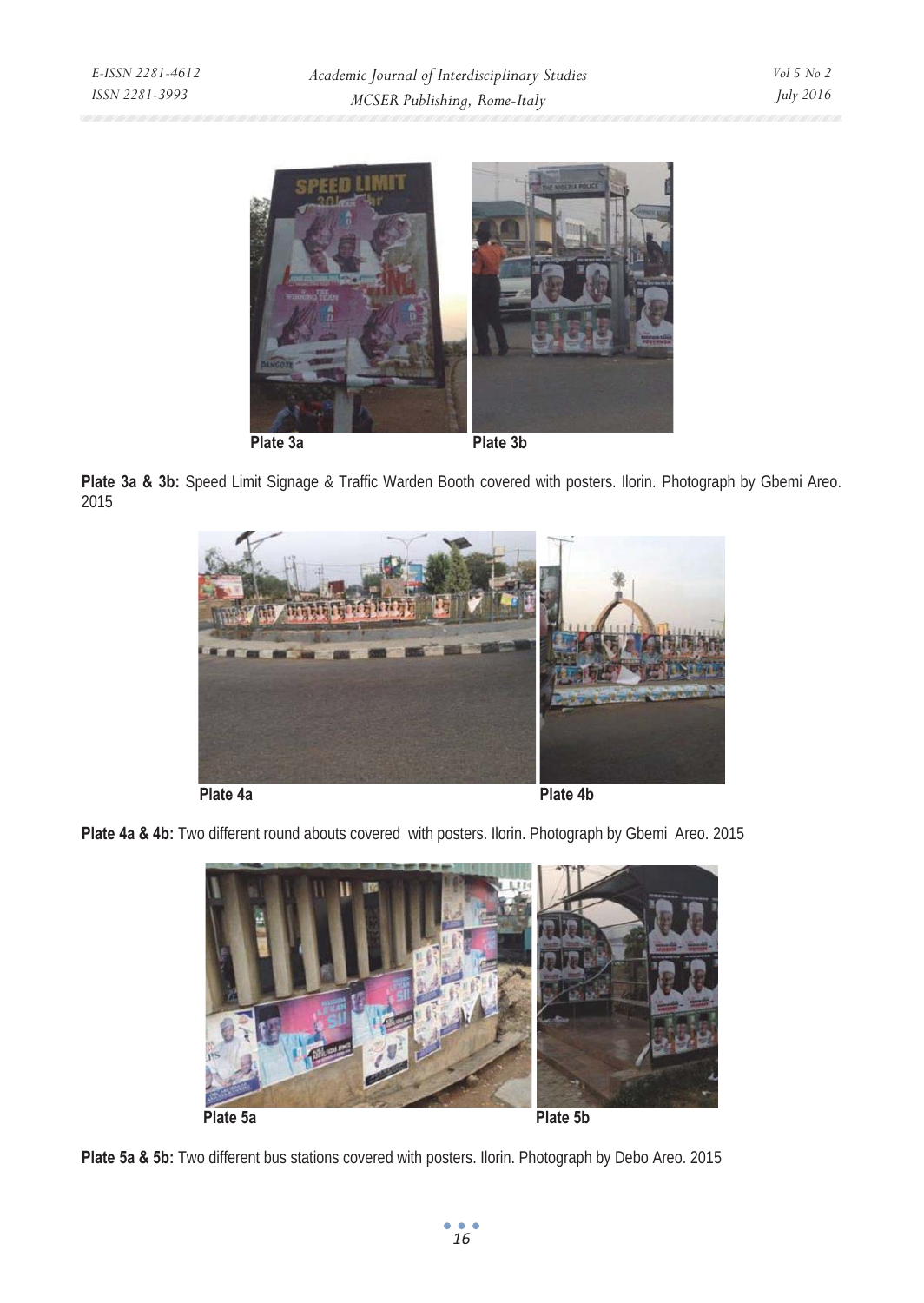Plate 3a Plate 3b

**Plate 3a & 3b:** Speed Limit Signage & Traffic Warden Booth covered with posters. Ilorin. Photograph by Gbemi Areo. 2015

Plate 4a Plate 4b

**Plate 4a & 4b:** Two different round abouts covered with posters. Ilorin. Photograph by Gbemi Areo. 2015

Plate 5a Plate 5b

**Plate 5a & 5b:** Two different bus stations covered with posters. Ilorin. Photograph by Debo Areo. 2015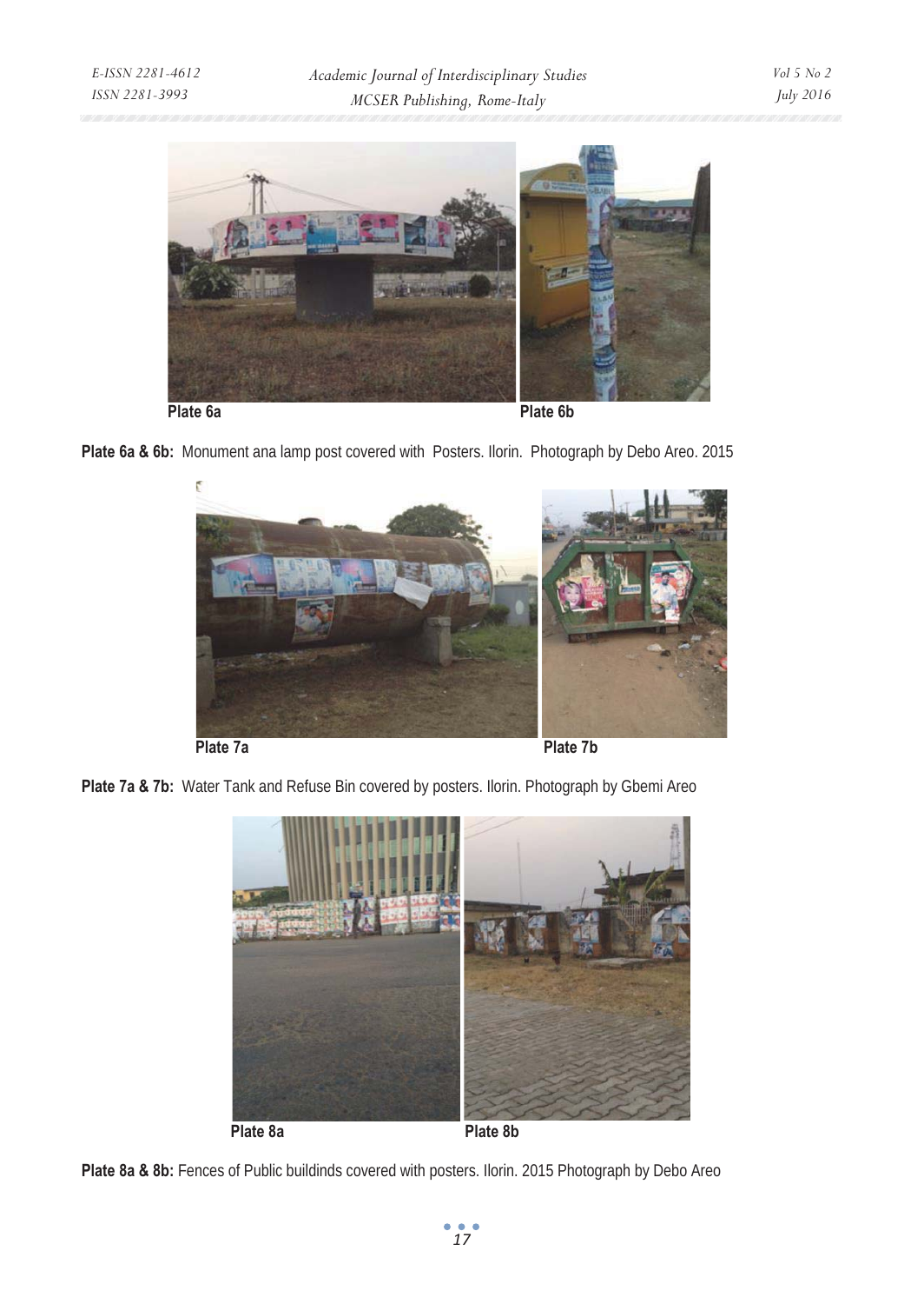Plate 6a

Plate 6b

**Plate 6a & 6b:** Monument ana lamp post covered with Posters. Ilorin. Photograph by Debo Areo. 2015

Plate 7a

Plate 7b

**Plate 7a & 7b:** Water Tank and Refuse Bin covered by posters. Ilorin. Photograph by Gbemi Areo

Plate 8a

Plate 8b

**Plate 8a & 8b:** Fences of Public buildinds covered with posters. Ilorin. 2015 Photograph by Debo Areo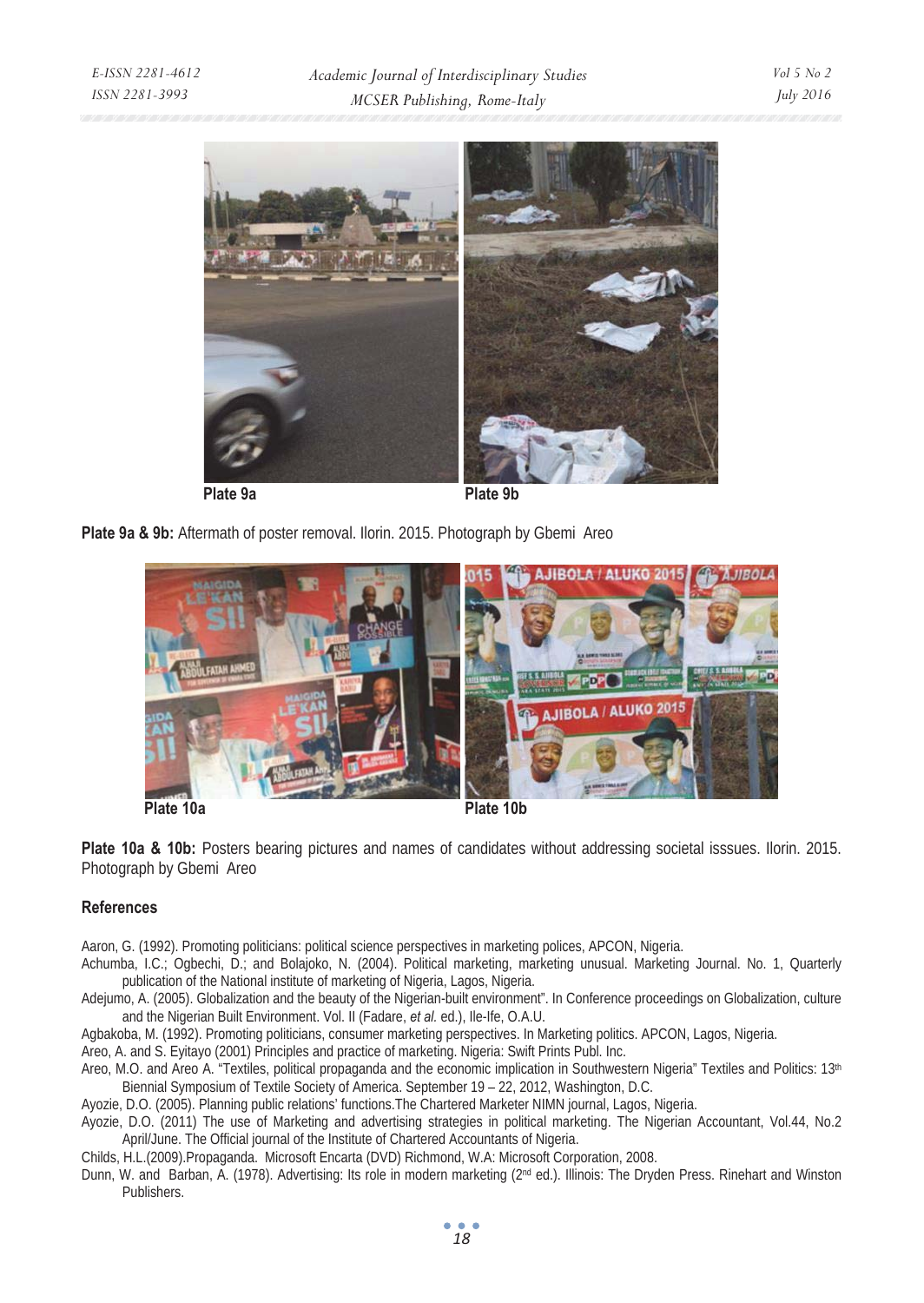Plate 9a

Plate 9b

**Plate 9a & 9b:** Aftermath of poster removal. Ilorin. 2015. Photograph by Gbemi Areo

Plate 10a

Plate 10b

**Plate 10a & 10b:** Posters bearing pictures and names of candidates without addressing societal isssues. Ilorin. 2015. Photograph by Gbemi Areo

## References

Aaron, G. (1992). Promoting politicians: political science perspectives in marketing polices, APCON, Nigeria.

Achumba, I.C.; Ogbechi, D.; and Bolajoko, N. (2004). Political marketing, marketing unusual. Marketing Journal. No. 1, Quarterly publication of the National institute of marketing of Nigeria, Lagos, Nigeria.

Adejumo, A. (2005). Globalization and the beauty of the Nigerian-built environment". In Conference proceedings on Globalization, culture and the Nigerian Built Environment. Vol. II (Fadare, *et al.* ed.), Ile-Ife, O.A.U.

Agbakoba, M. (1992). Promoting politicians, consumer marketing perspectives. In Marketing politics. APCON, Lagos, Nigeria.

Areo, A. and S. Eyitayo (2001) Principles and practice of marketing. Nigeria: Swift Prints Publ. Inc.

Areo, M.O. and Areo A. "Textiles, political propaganda and the economic implication in Southwestern Nigeria" Textiles and Politics: 13th Biennial Symposium of Textile Society of America. September 19 – 22, 2012, Washington, D.C.

Ayozie, D.O. (2005). Planning public relations' functions.The Chartered Marketer NIMN journal, Lagos, Nigeria.

Ayozie, D.O. (2011) The use of Marketing and advertising strategies in political marketing. The Nigerian Accountant, Vol.44, No.2 April/June. The Official journal of the Institute of Chartered Accountants of Nigeria.

Childs, H.L.(2009).Propaganda. Microsoft Encarta (DVD) Richmond, W.A: Microsoft Corporation, 2008.

Dunn, W. and Barban, A. (1978). Advertising: Its role in modern marketing (2nd ed.). Illinois: The Dryden Press. Rinehart and Winston Publishers.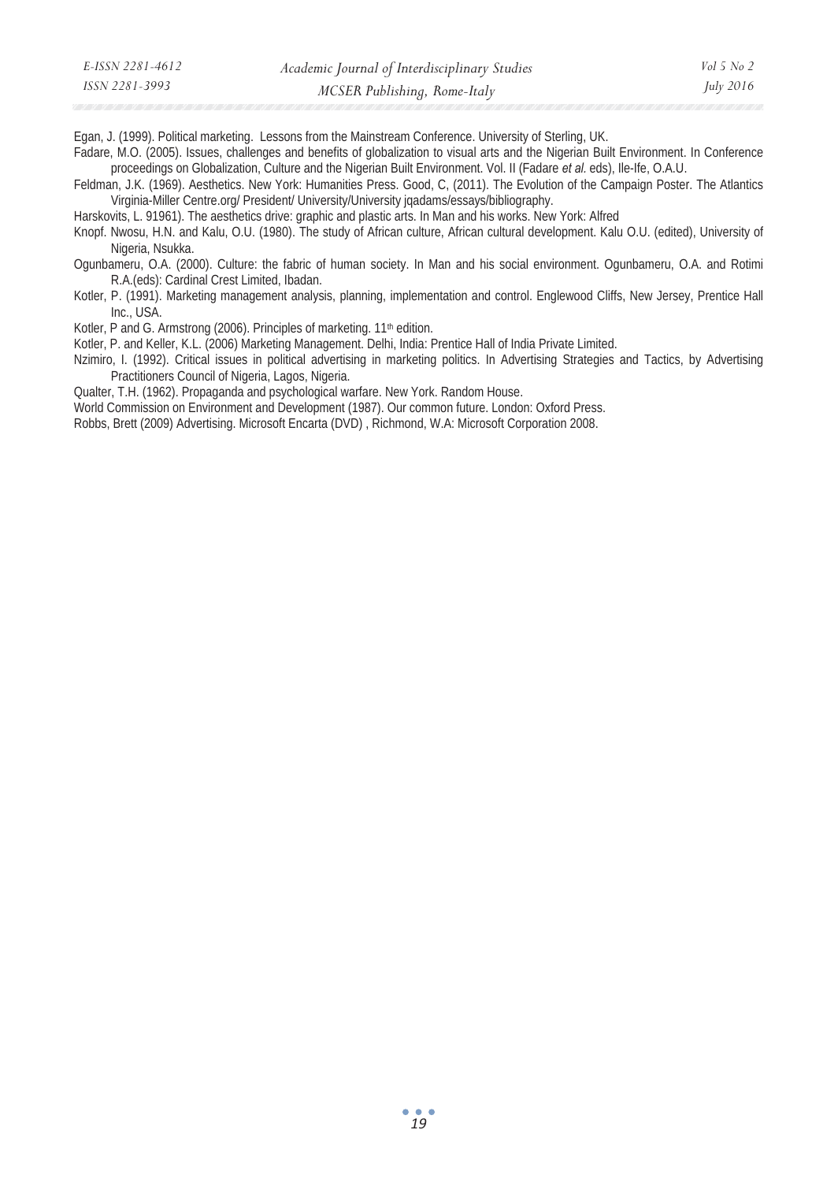Egan, J. (1999). Political marketing. Lessons from the Mainstream Conference. University of Sterling, UK.

Fadare, M.O. (2005). Issues, challenges and benefits of globalization to visual arts and the Nigerian Built Environment. In Conference proceedings on Globalization, Culture and the Nigerian Built Environment. Vol. II (Fadare *et al.* eds), Ile-Ife, O.A.U.

Feldman, J.K. (1969). Aesthetics. New York: Humanities Press. Good, C, (2011). The Evolution of the Campaign Poster. The Atlantics Virginia-Miller Centre.org/ President/ University/University jqadams/essays/bibliography.

Harskovits, L. 91961). The aesthetics drive: graphic and plastic arts. In Man and his works. New York: Alfred

Knopf. Nwosu, H.N. and Kalu, O.U. (1980). The study of African culture, African cultural development. Kalu O.U. (edited), University of Nigeria, Nsukka.

Ogunbameru, O.A. (2000). Culture: the fabric of human society. In Man and his social environment. Ogunbameru, O.A. and Rotimi R.A.(eds): Cardinal Crest Limited, Ibadan.

Kotler, P. (1991). Marketing management analysis, planning, implementation and control. Englewood Cliffs, New Jersey, Prentice Hall Inc., USA.

Kotler, P and G. Armstrong (2006). Principles of marketing. 11th edition.

Kotler, P. and Keller, K.L. (2006) Marketing Management. Delhi, India: Prentice Hall of India Private Limited.

Nzimiro, I. (1992). Critical issues in political advertising in marketing politics. In Advertising Strategies and Tactics, by Advertising Practitioners Council of Nigeria, Lagos, Nigeria.

Qualter, T.H. (1962). Propaganda and psychological warfare. New York. Random House.

World Commission on Environment and Development (1987). Our common future. London: Oxford Press.

Robbs, Brett (2009) Advertising. Microsoft Encarta (DVD) , Richmond, W.A: Microsoft Corporation 2008.